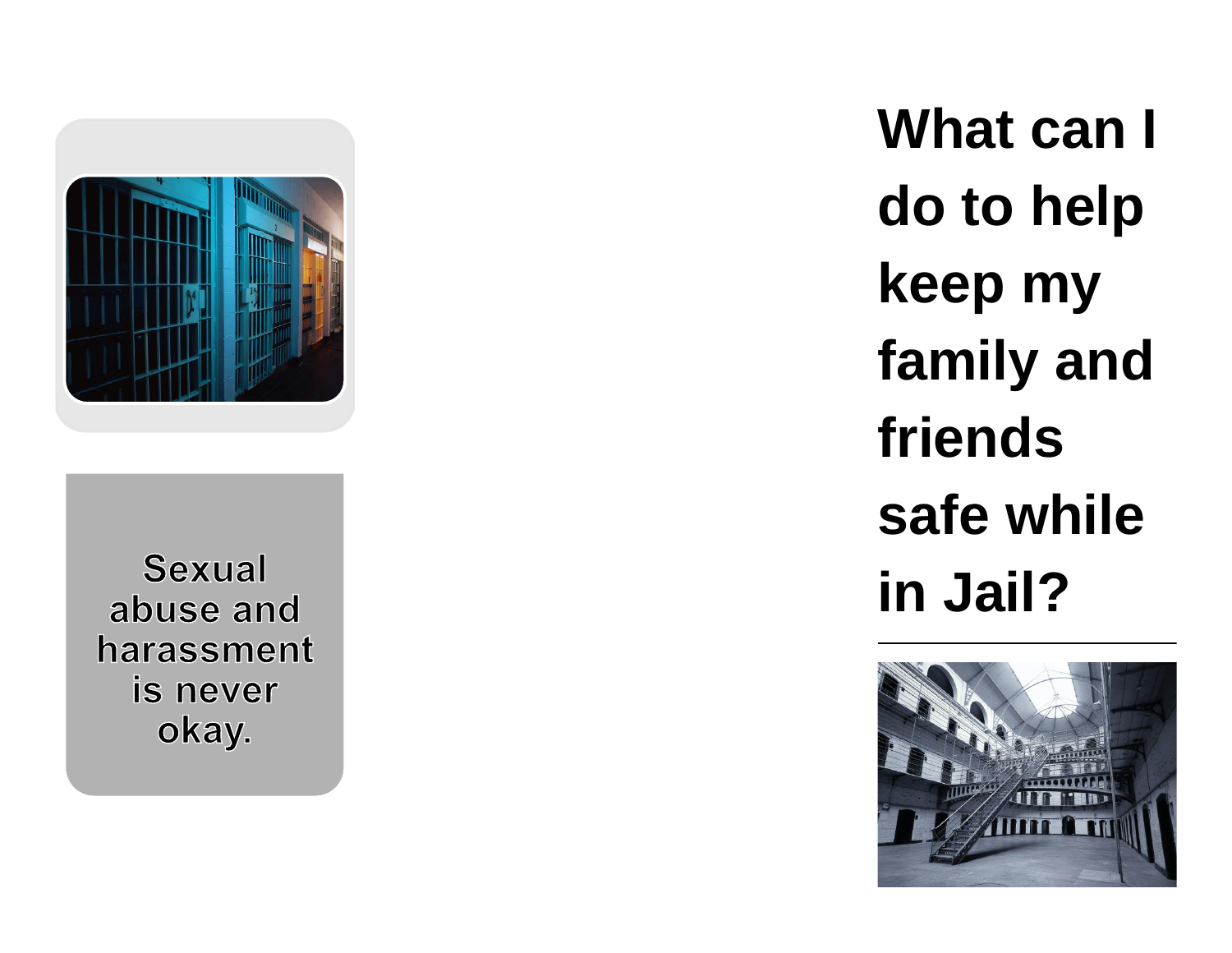Sexual abuse and harassment is never okay.

# What can I do to help keep my family and friends safe while in Jail?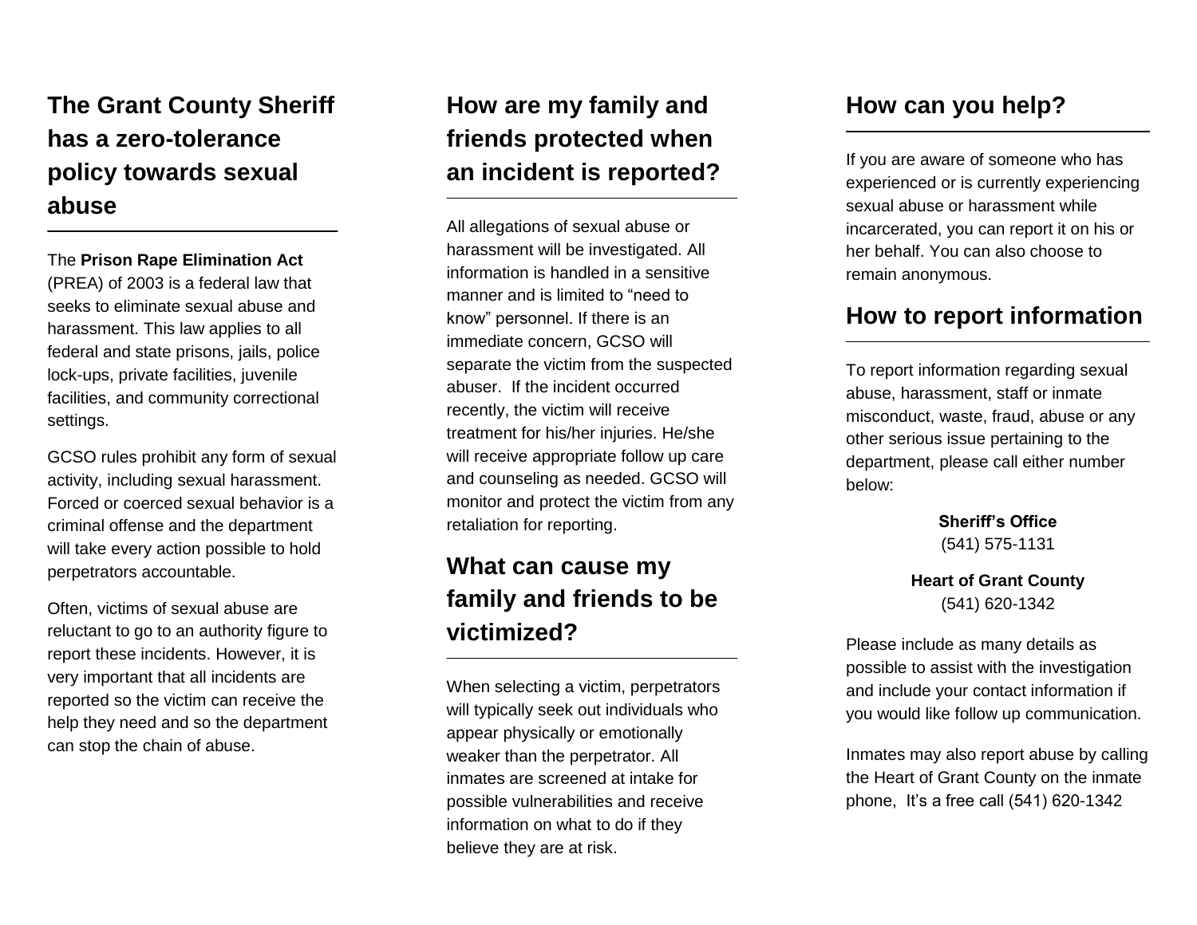## The Grant County Sheriff has a zero-tolerance policy towards sexual abuse

The **Prison Rape Elimination Act** (PREA) of 2003 is a federal law that seeks to eliminate sexual abuse and harassment. This law applies to all federal and state prisons, jails, police lock-ups, private facilities, juvenile facilities, and community correctional settings.

GCSO rules prohibit any form of sexual activity, including sexual harassment. Forced or coerced sexual behavior is a criminal offense and the department will take every action possible to hold perpetrators accountable.

Often, victims of sexual abuse are reluctant to go to an authority figure to report these incidents. However, it is very important that all incidents are reported so the victim can receive the help they need and so the department can stop the chain of abuse.

## How are my family and friends protected when an incident is reported?

All allegations of sexual abuse or harassment will be investigated. All information is handled in a sensitive manner and is limited to “need to know” personnel. If there is an immediate concern, GCSO will separate the victim from the suspected abuser. If the incident occurred recently, the victim will receive treatment for his/her injuries. He/she will receive appropriate follow up care and counseling as needed. GCSO will monitor and protect the victim from any retaliation for reporting.

## What can cause my family and friends to be victimized?

When selecting a victim, perpetrators will typically seek out individuals who appear physically or emotionally weaker than the perpetrator. All inmates are screened at intake for possible vulnerabilities and receive information on what to do if they believe they are at risk.

## How can you help?

If you are aware of someone who has experienced or is currently experiencing sexual abuse or harassment while incarcerated, you can report it on his or her behalf. You can also choose to remain anonymous.

## How to report information

To report information regarding sexual abuse, harassment, staff or inmate misconduct, waste, fraud, abuse or any other serious issue pertaining to the department, please call either number below:

**Sheriff’s Office**
(541) 575-1131

**Heart of Grant County**
(541) 620-1342

Please include as many details as possible to assist with the investigation and include your contact information if you would like follow up communication.

Inmates may also report abuse by calling the Heart of Grant County on the inmate phone, It’s a free call (541) 620-1342